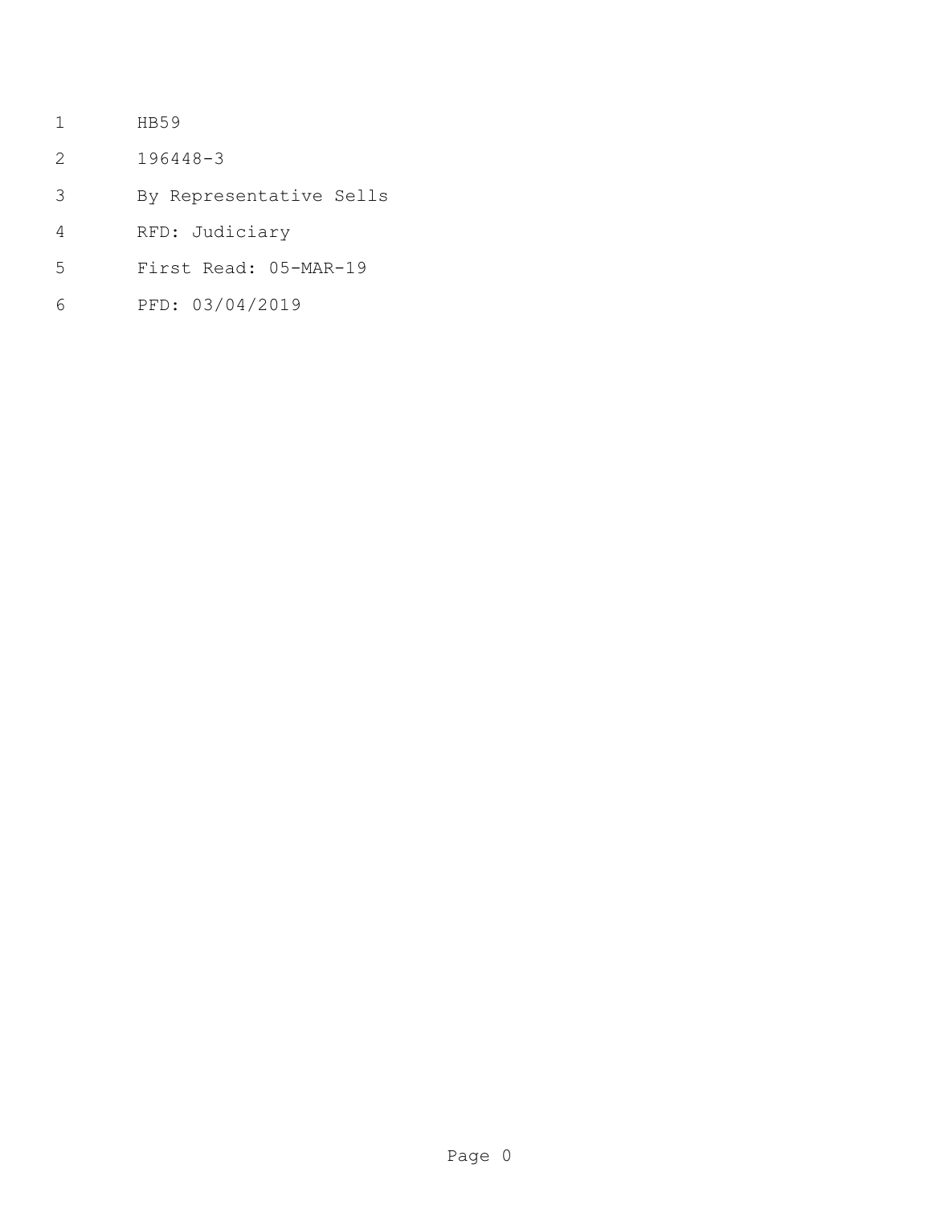HB59

196448-3

By Representative Sells

RFD: Judiciary

First Read: 05-MAR-19

PFD: 03/04/2019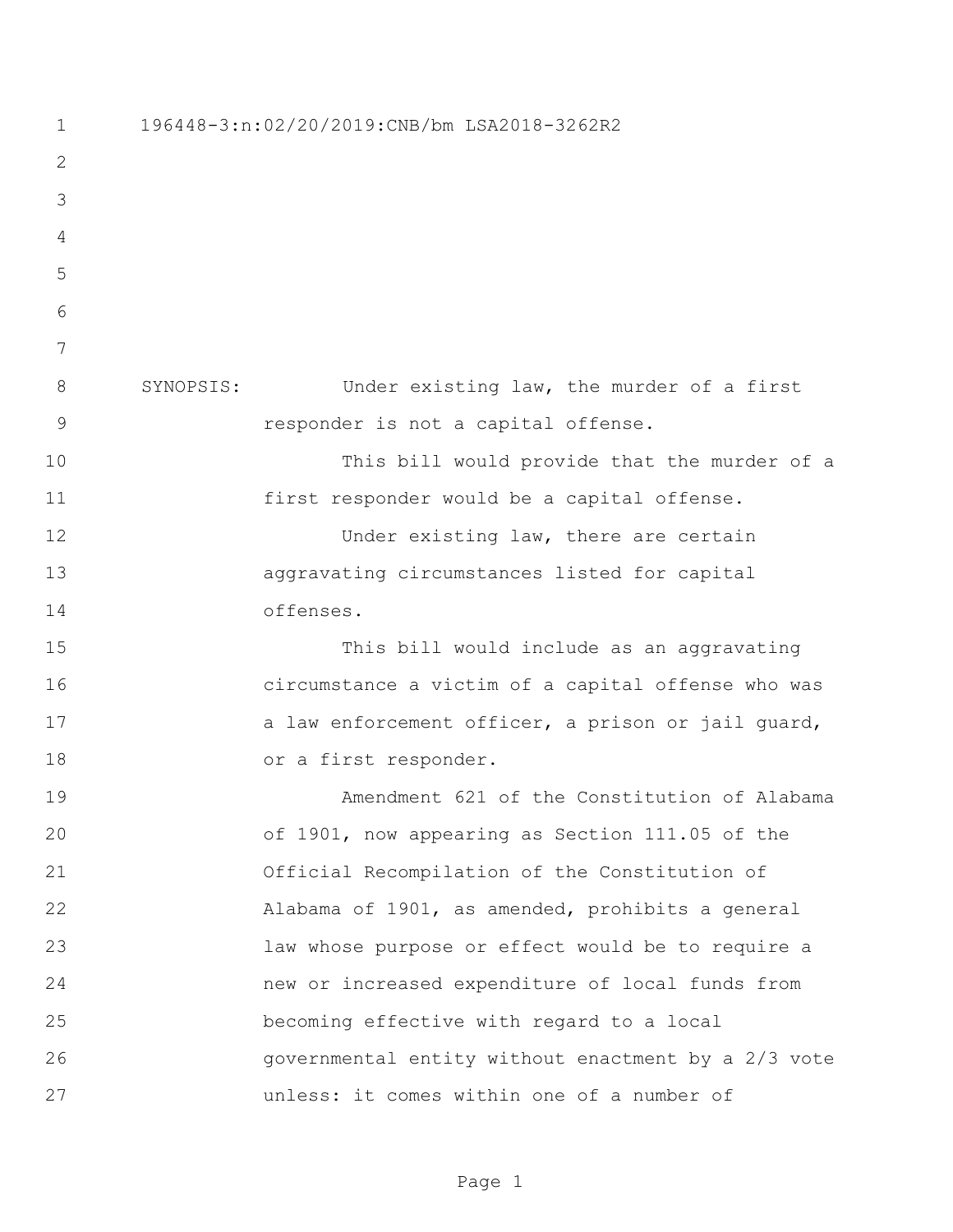196448-3:n:02/20/2019:CNB/bm LSA2018-3262R2

SYNOPSIS: Under existing law, the murder of a first responder is not a capital offense.

This bill would provide that the murder of a first responder would be a capital offense.

Under existing law, there are certain aggravating circumstances listed for capital offenses.

This bill would include as an aggravating circumstance a victim of a capital offense who was a law enforcement officer, a prison or jail guard, or a first responder.

Amendment 621 of the Constitution of Alabama of 1901, now appearing as Section 111.05 of the Official Recompilation of the Constitution of Alabama of 1901, as amended, prohibits a general law whose purpose or effect would be to require a new or increased expenditure of local funds from becoming effective with regard to a local governmental entity without enactment by a 2/3 vote unless: it comes within one of a number of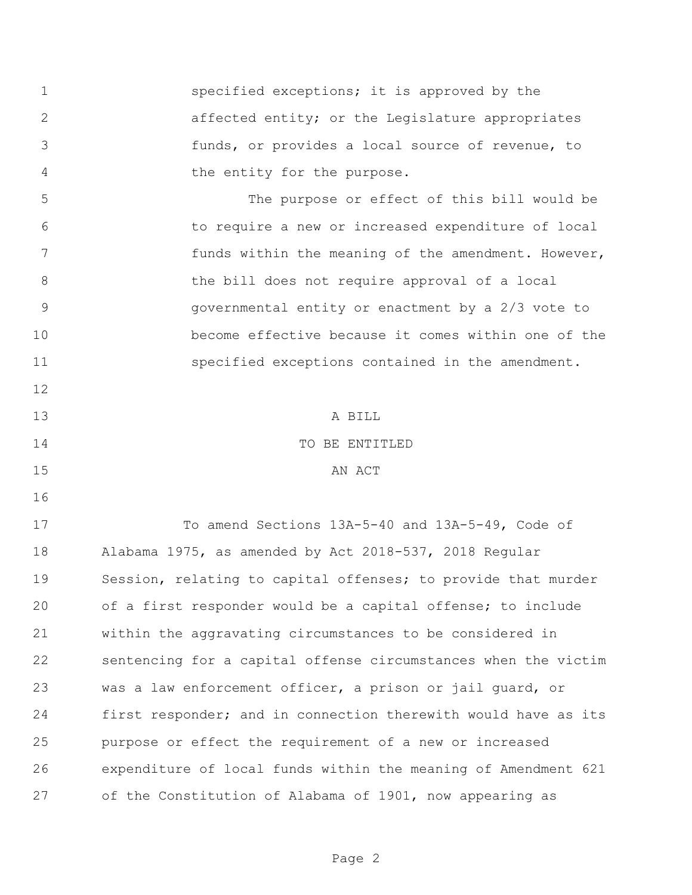specified exceptions; it is approved by the affected entity; or the Legislature appropriates funds, or provides a local source of revenue, to the entity for the purpose.

The purpose or effect of this bill would be to require a new or increased expenditure of local funds within the meaning of the amendment. However, the bill does not require approval of a local governmental entity or enactment by a 2/3 vote to become effective because it comes within one of the specified exceptions contained in the amendment.

A BILL

TO BE ENTITLED

AN ACT

To amend Sections 13A-5-40 and 13A-5-49, Code of Alabama 1975, as amended by Act 2018-537, 2018 Regular Session, relating to capital offenses; to provide that murder of a first responder would be a capital offense; to include within the aggravating circumstances to be considered in sentencing for a capital offense circumstances when the victim was a law enforcement officer, a prison or jail guard, or first responder; and in connection therewith would have as its purpose or effect the requirement of a new or increased expenditure of local funds within the meaning of Amendment 621 of the Constitution of Alabama of 1901, now appearing as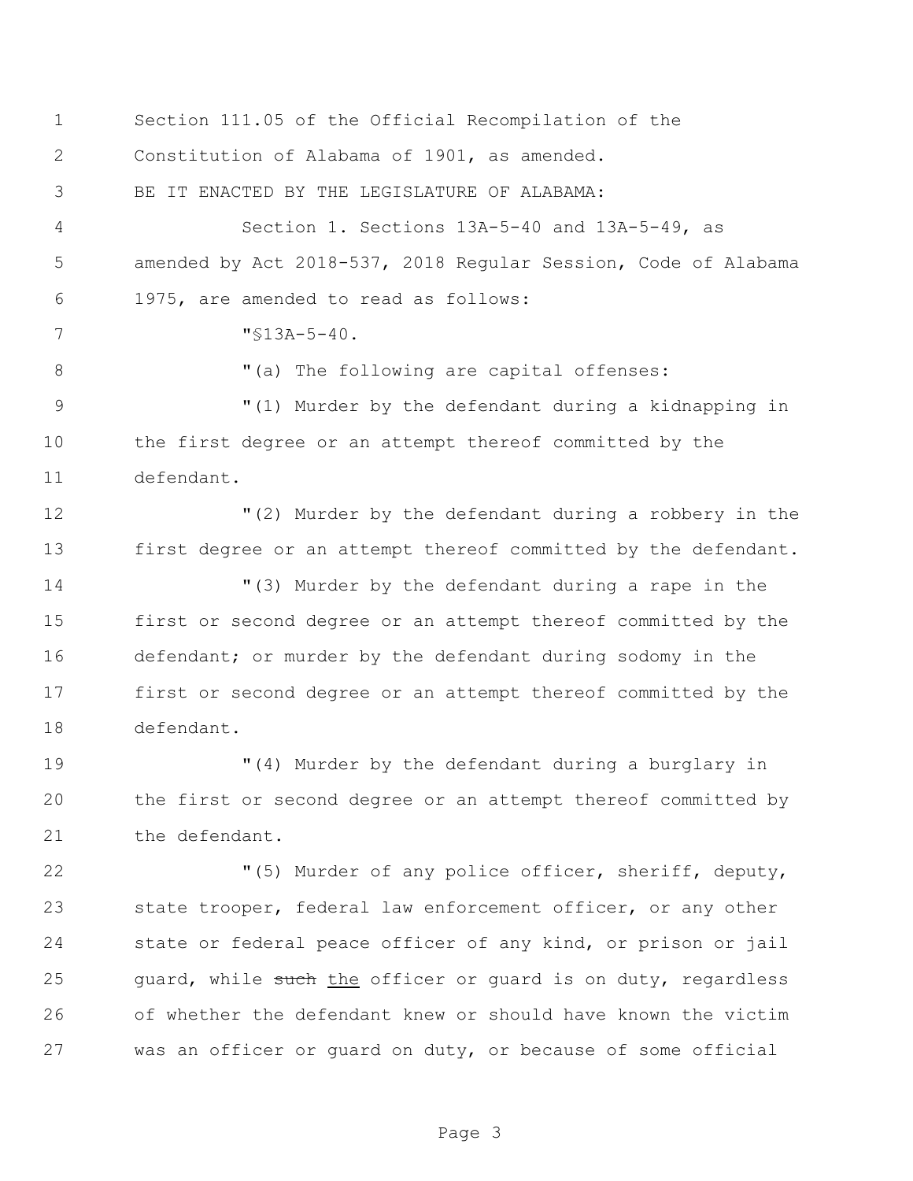Section 111.05 of the Official Recompilation of the Constitution of Alabama of 1901, as amended.

BE IT ENACTED BY THE LEGISLATURE OF ALABAMA:

Section 1. Sections 13A-5-40 and 13A-5-49, as amended by Act 2018-537, 2018 Regular Session, Code of Alabama 1975, are amended to read as follows:

"§13A-5-40.

"(a) The following are capital offenses:

"(1) Murder by the defendant during a kidnapping in the first degree or an attempt thereof committed by the defendant.

"(2) Murder by the defendant during a robbery in the first degree or an attempt thereof committed by the defendant.

"(3) Murder by the defendant during a rape in the first or second degree or an attempt thereof committed by the defendant; or murder by the defendant during sodomy in the first or second degree or an attempt thereof committed by the defendant.

"(4) Murder by the defendant during a burglary in the first or second degree or an attempt thereof committed by the defendant.

"(5) Murder of any police officer, sheriff, deputy, state trooper, federal law enforcement officer, or any other state or federal peace officer of any kind, or prison or jail guard, while ~~such~~ the officer or guard is on duty, regardless of whether the defendant knew or should have known the victim was an officer or guard on duty, or because of some official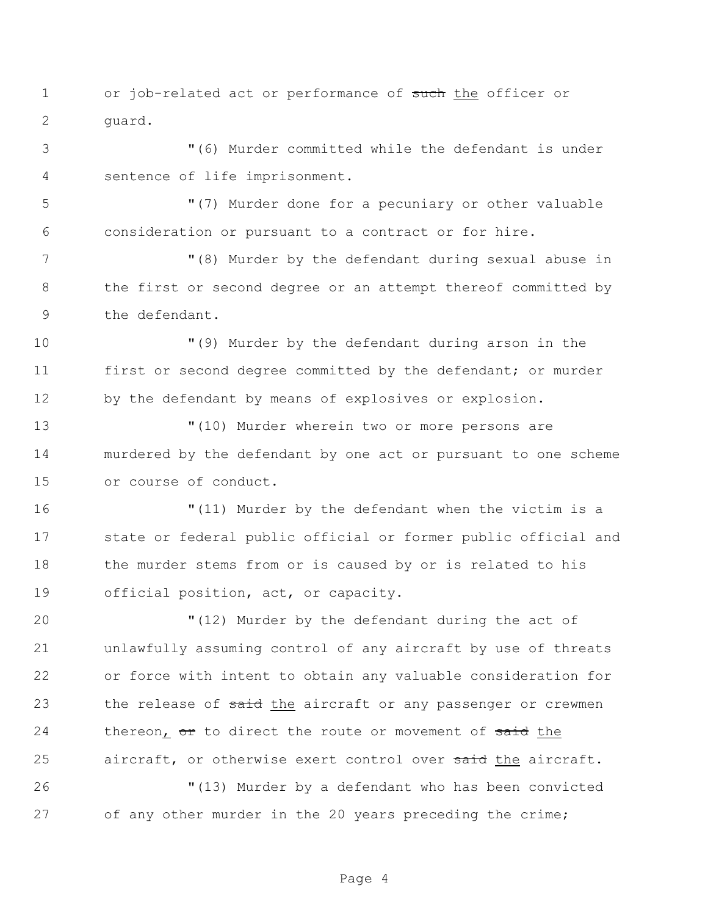or job-related act or performance of ~~such~~ the officer or guard.

"(6) Murder committed while the defendant is under sentence of life imprisonment.

"(7) Murder done for a pecuniary or other valuable consideration or pursuant to a contract or for hire.

"(8) Murder by the defendant during sexual abuse in the first or second degree or an attempt thereof committed by the defendant.

"(9) Murder by the defendant during arson in the first or second degree committed by the defendant; or murder by the defendant by means of explosives or explosion.

"(10) Murder wherein two or more persons are murdered by the defendant by one act or pursuant to one scheme or course of conduct.

"(11) Murder by the defendant when the victim is a state or federal public official or former public official and the murder stems from or is caused by or is related to his official position, act, or capacity.

"(12) Murder by the defendant during the act of unlawfully assuming control of any aircraft by use of threats or force with intent to obtain any valuable consideration for the release of ~~said~~ the aircraft or any passenger or crewmen thereon, ~~or~~ to direct the route or movement of ~~said~~ the aircraft, or otherwise exert control over ~~said~~ the aircraft.

"(13) Murder by a defendant who has been convicted of any other murder in the 20 years preceding the crime;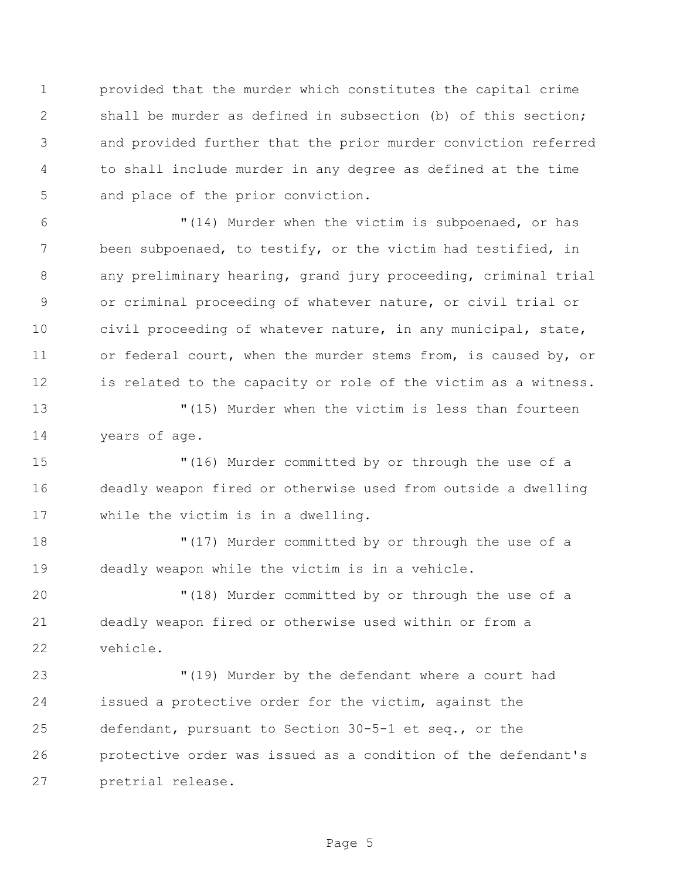provided that the murder which constitutes the capital crime shall be murder as defined in subsection (b) of this section; and provided further that the prior murder conviction referred to shall include murder in any degree as defined at the time and place of the prior conviction.

"(14) Murder when the victim is subpoenaed, or has been subpoenaed, to testify, or the victim had testified, in any preliminary hearing, grand jury proceeding, criminal trial or criminal proceeding of whatever nature, or civil trial or civil proceeding of whatever nature, in any municipal, state, or federal court, when the murder stems from, is caused by, or is related to the capacity or role of the victim as a witness.

"(15) Murder when the victim is less than fourteen years of age.

"(16) Murder committed by or through the use of a deadly weapon fired or otherwise used from outside a dwelling while the victim is in a dwelling.

"(17) Murder committed by or through the use of a deadly weapon while the victim is in a vehicle.

"(18) Murder committed by or through the use of a deadly weapon fired or otherwise used within or from a vehicle.

"(19) Murder by the defendant where a court had issued a protective order for the victim, against the defendant, pursuant to Section 30-5-1 et seq., or the protective order was issued as a condition of the defendant's pretrial release.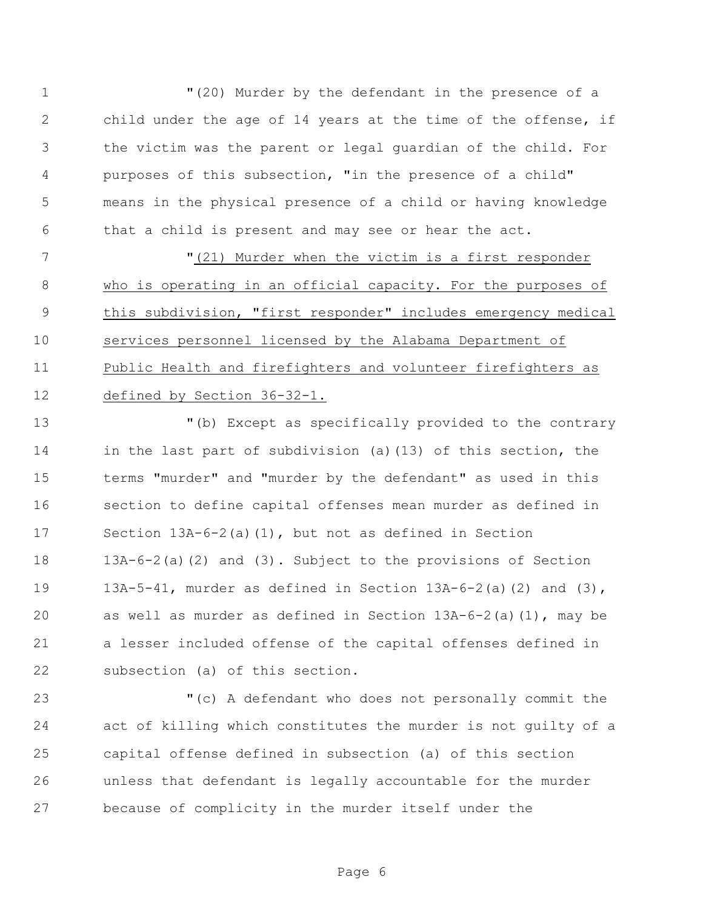"(20) Murder by the defendant in the presence of a child under the age of 14 years at the time of the offense, if the victim was the parent or legal guardian of the child. For purposes of this subsection, "in the presence of a child" means in the physical presence of a child or having knowledge that a child is present and may see or hear the act.

"(21) Murder when the victim is a first responder who is operating in an official capacity. For the purposes of this subdivision, "first responder" includes emergency medical services personnel licensed by the Alabama Department of Public Health and firefighters and volunteer firefighters as defined by Section 36-32-1.

"(b) Except as specifically provided to the contrary in the last part of subdivision (a)(13) of this section, the terms "murder" and "murder by the defendant" as used in this section to define capital offenses mean murder as defined in Section 13A-6-2(a)(1), but not as defined in Section 13A-6-2(a)(2) and (3). Subject to the provisions of Section 13A-5-41, murder as defined in Section 13A-6-2(a)(2) and (3), as well as murder as defined in Section 13A-6-2(a)(1), may be a lesser included offense of the capital offenses defined in subsection (a) of this section.

"(c) A defendant who does not personally commit the act of killing which constitutes the murder is not guilty of a capital offense defined in subsection (a) of this section unless that defendant is legally accountable for the murder because of complicity in the murder itself under the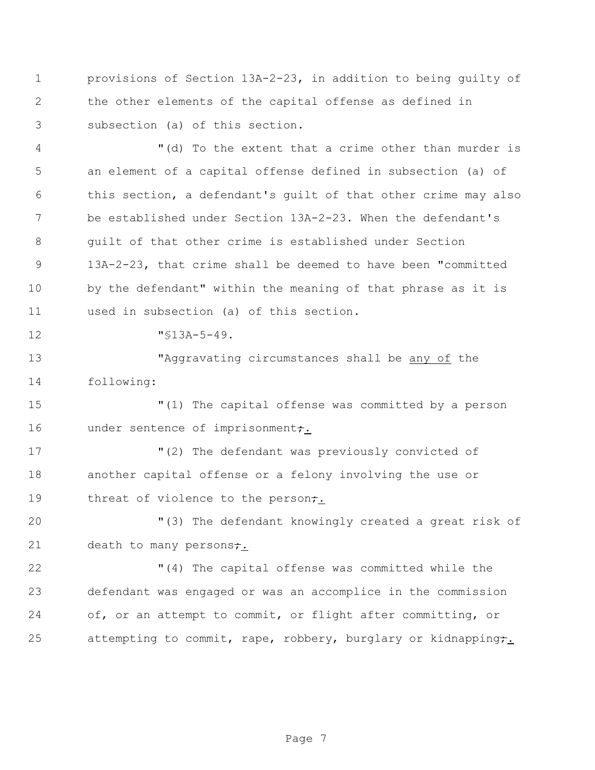provisions of Section 13A-2-23, in addition to being guilty of the other elements of the capital offense as defined in subsection (a) of this section.

"(d) To the extent that a crime other than murder is an element of a capital offense defined in subsection (a) of this section, a defendant's guilt of that other crime may also be established under Section 13A-2-23. When the defendant's guilt of that other crime is established under Section 13A-2-23, that crime shall be deemed to have been "committed by the defendant" within the meaning of that phrase as it is used in subsection (a) of this section.

"§13A-5-49.

"Aggravating circumstances shall be <u>any of</u> the following:

"(1) The capital offense was committed by a person under sentence of imprisonment~~;~~<u>.</u>

"(2) The defendant was previously convicted of another capital offense or a felony involving the use or threat of violence to the person~~;~~<u>.</u>

"(3) The defendant knowingly created a great risk of death to many persons~~;~~<u>.</u>

"(4) The capital offense was committed while the defendant was engaged or was an accomplice in the commission of, or an attempt to commit, or flight after committing, or attempting to commit, rape, robbery, burglary or kidnapping~~;~~<u>.</u>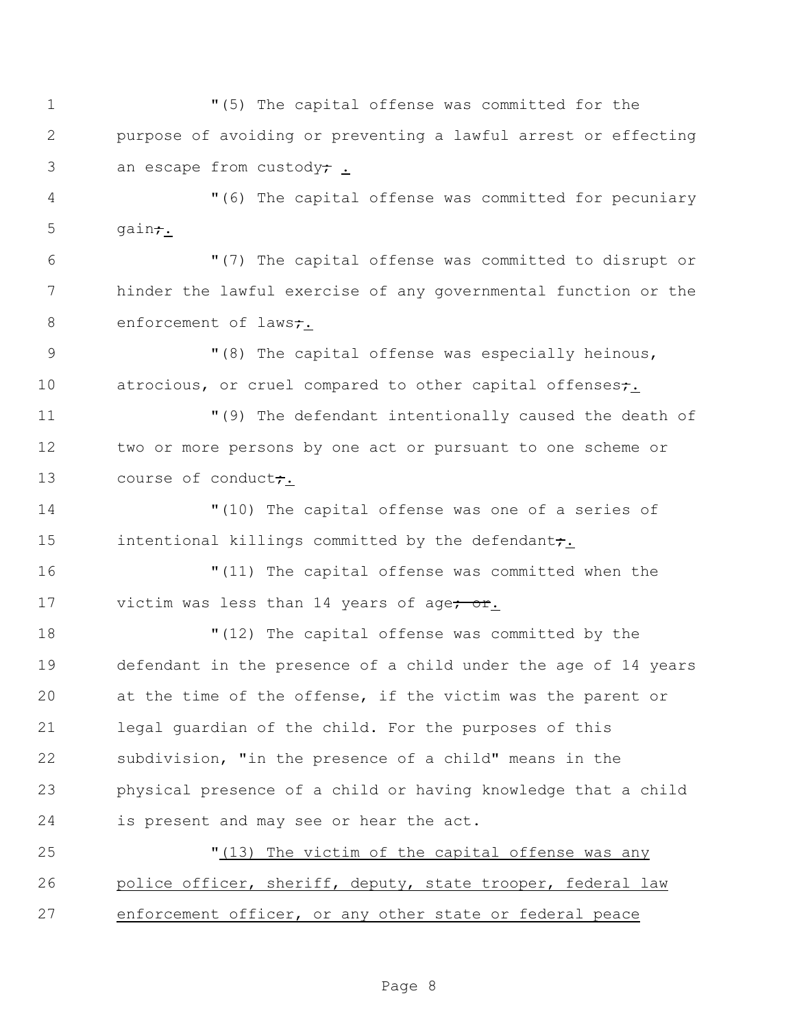"(5) The capital offense was committed for the purpose of avoiding or preventing a lawful arrest or effecting an escape from custody; .

"(6) The capital offense was committed for pecuniary gain;.

"(7) The capital offense was committed to disrupt or hinder the lawful exercise of any governmental function or the enforcement of laws;.

"(8) The capital offense was especially heinous, atrocious, or cruel compared to other capital offenses;.

"(9) The defendant intentionally caused the death of two or more persons by one act or pursuant to one scheme or course of conduct;.

"(10) The capital offense was one of a series of intentional killings committed by the defendant;.

"(11) The capital offense was committed when the victim was less than 14 years of age; or.

"(12) The capital offense was committed by the defendant in the presence of a child under the age of 14 years at the time of the offense, if the victim was the parent or legal guardian of the child. For the purposes of this subdivision, "in the presence of a child" means in the physical presence of a child or having knowledge that a child is present and may see or hear the act.

"(13) The victim of the capital offense was any police officer, sheriff, deputy, state trooper, federal law enforcement officer, or any other state or federal peace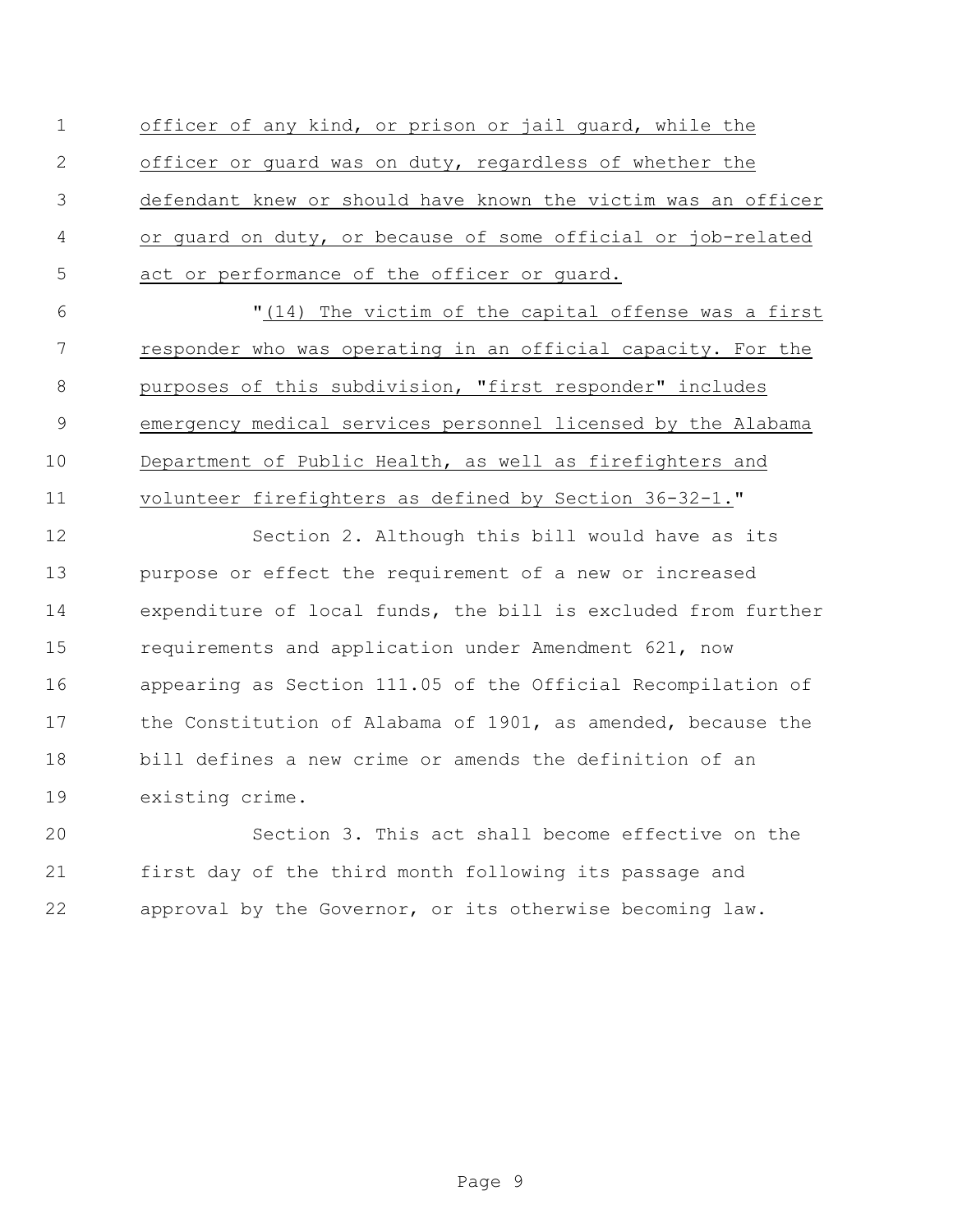officer of any kind, or prison or jail guard, while the officer or guard was on duty, regardless of whether the defendant knew or should have known the victim was an officer or guard on duty, or because of some official or job-related act or performance of the officer or guard.

"(14) The victim of the capital offense was a first responder who was operating in an official capacity. For the purposes of this subdivision, "first responder" includes emergency medical services personnel licensed by the Alabama Department of Public Health, as well as firefighters and volunteer firefighters as defined by Section 36-32-1."

Section 2. Although this bill would have as its purpose or effect the requirement of a new or increased expenditure of local funds, the bill is excluded from further requirements and application under Amendment 621, now appearing as Section 111.05 of the Official Recompilation of the Constitution of Alabama of 1901, as amended, because the bill defines a new crime or amends the definition of an existing crime.

Section 3. This act shall become effective on the first day of the third month following its passage and approval by the Governor, or its otherwise becoming law.